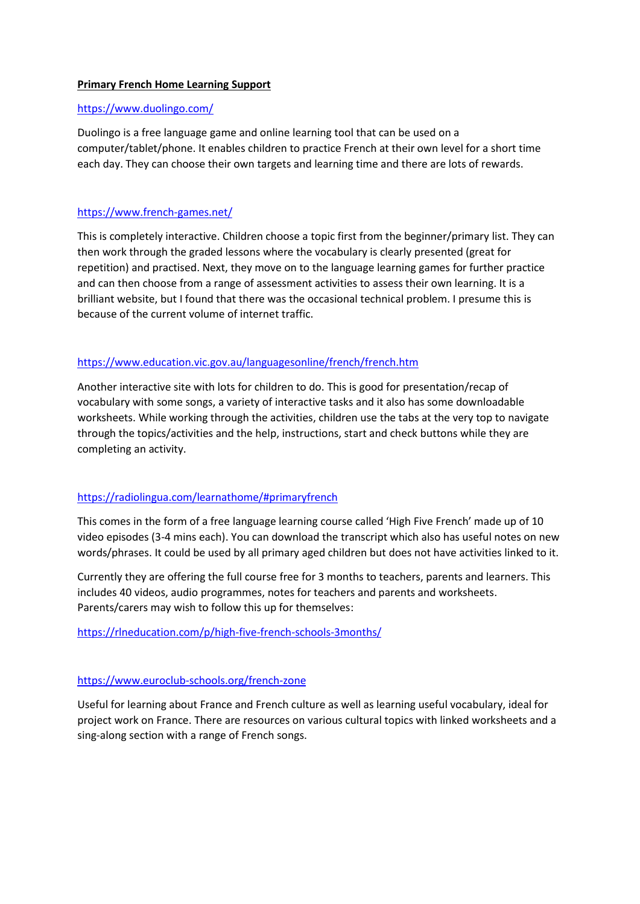**Primary French Home Learning Support**

https://www.duolingo.com/

Duolingo is a free language game and online learning tool that can be used on a computer/tablet/phone. It enables children to practice French at their own level for a short time each day. They can choose their own targets and learning time and there are lots of rewards.

https://www.french-games.net/

This is completely interactive. Children choose a topic first from the beginner/primary list. They can then work through the graded lessons where the vocabulary is clearly presented (great for repetition) and practised. Next, they move on to the language learning games for further practice and can then choose from a range of assessment activities to assess their own learning. It is a brilliant website, but I found that there was the occasional technical problem. I presume this is because of the current volume of internet traffic.

https://www.education.vic.gov.au/languagesonline/french/french.htm

Another interactive site with lots for children to do. This is good for presentation/recap of vocabulary with some songs, a variety of interactive tasks and it also has some downloadable worksheets. While working through the activities, children use the tabs at the very top to navigate through the topics/activities and the help, instructions, start and check buttons while they are completing an activity.

https://radiolingua.com/learnathome/#primaryfrench

This comes in the form of a free language learning course called 'High Five French' made up of 10 video episodes (3-4 mins each). You can download the transcript which also has useful notes on new words/phrases. It could be used by all primary aged children but does not have activities linked to it.

Currently they are offering the full course free for 3 months to teachers, parents and learners. This includes 40 videos, audio programmes, notes for teachers and parents and worksheets. Parents/carers may wish to follow this up for themselves:

https://rlneducation.com/p/high-five-french-schools-3months/

https://www.euroclub-schools.org/french-zone

Useful for learning about France and French culture as well as learning useful vocabulary, ideal for project work on France. There are resources on various cultural topics with linked worksheets and a sing-along section with a range of French songs.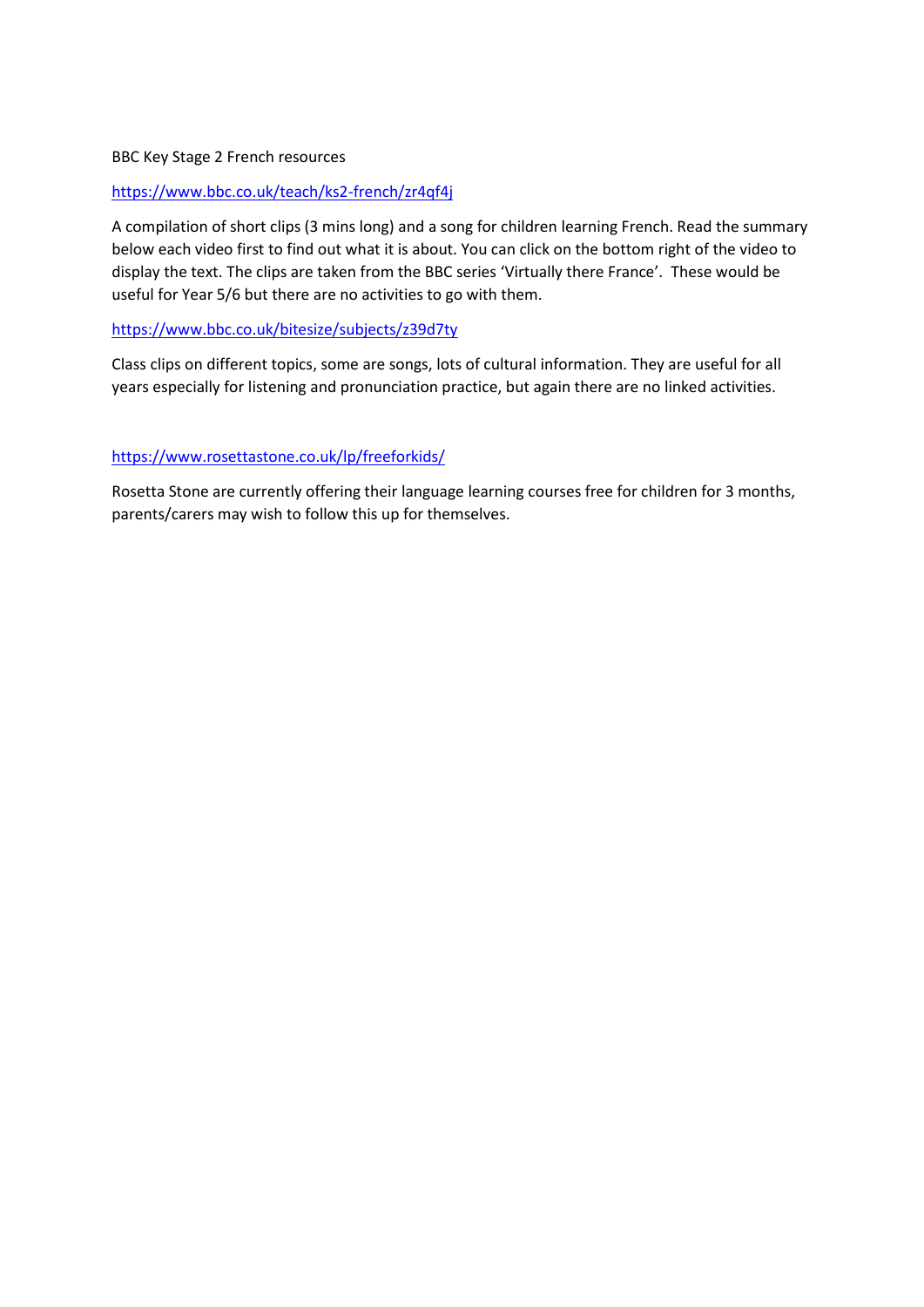BBC Key Stage 2 French resources

https://www.bbc.co.uk/teach/ks2-french/zr4qf4j

A compilation of short clips (3 mins long) and a song for children learning French. Read the summary below each video first to find out what it is about. You can click on the bottom right of the video to display the text. The clips are taken from the BBC series 'Virtually there France'. These would be useful for Year 5/6 but there are no activities to go with them.

https://www.bbc.co.uk/bitesize/subjects/z39d7ty

Class clips on different topics, some are songs, lots of cultural information. They are useful for all years especially for listening and pronunciation practice, but again there are no linked activities.

https://www.rosettastone.co.uk/lp/freeforkids/

Rosetta Stone are currently offering their language learning courses free for children for 3 months, parents/carers may wish to follow this up for themselves.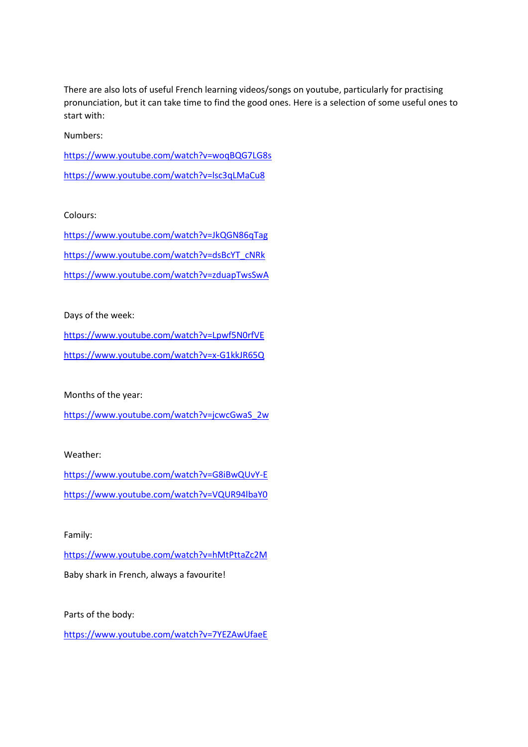There are also lots of useful French learning videos/songs on youtube, particularly for practising pronunciation, but it can take time to find the good ones. Here is a selection of some useful ones to start with:

Numbers:

https://www.youtube.com/watch?v=woqBQG7LG8s

https://www.youtube.com/watch?v=lsc3qLMaCu8

Colours:

https://www.youtube.com/watch?v=JkQGN86qTag

https://www.youtube.com/watch?v=dsBcYT_cNRk

https://www.youtube.com/watch?v=zduapTwsSwA

Days of the week:

https://www.youtube.com/watch?v=Lpwf5N0rfVE

https://www.youtube.com/watch?v=x-G1kkJR65Q

Months of the year:

https://www.youtube.com/watch?v=jcwcGwaS_2w

Weather:

https://www.youtube.com/watch?v=G8iBwQUvY-E

https://www.youtube.com/watch?v=VQUR94lbaY0

Family:

https://www.youtube.com/watch?v=hMtPttaZc2M

Baby shark in French, always a favourite!

Parts of the body:

https://www.youtube.com/watch?v=7YEZAwUfaeE